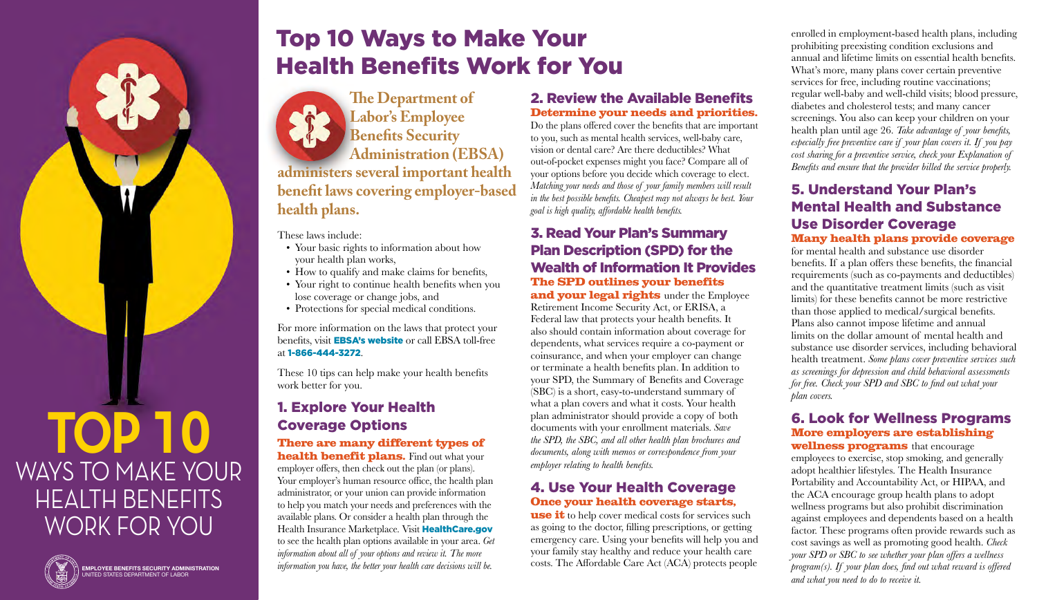# TOP 10 WAYS TO MAKE YOUR HEALTH BENEFITS WORK FOR YOU

EMPLOYEE BENEFITS SECURITY ADMINISTRATION
UNITED STATES DEPARTMENT OF LABOR

# Top 10 Ways to Make Your Health Benefits Work for You

**The Department of Labor's Employee Benefits Security Administration (EBSA) administers several important health benefit laws covering employer-based health plans.**

These laws include:

- Your basic rights to information about how your health plan works,
- How to qualify and make claims for benefits,
- Your right to continue health benefits when you lose coverage or change jobs, and
- Protections for special medical conditions.

For more information on the laws that protect your benefits, visit **EBSA's website** or call EBSA toll-free at **1-866-444-3272**.

These 10 tips can help make your health benefits work better for you.

## 1. Explore Your Health Coverage Options

**There are many different types of health benefit plans.** Find out what your employer offers, then check out the plan (or plans). Your employer's human resource office, the health plan administrator, or your union can provide information to help you match your needs and preferences with the available plans. Or consider a health plan through the Health Insurance Marketplace. Visit **HealthCare.gov** to see the health plan options available in your area. *Get information about all of your options and review it. The more information you have, the better your health care decisions will be.*

## 2. Review the Available Benefits

**Determine your needs and priorities.** Do the plans offered cover the benefits that are important to you, such as mental health services, well-baby care, vision or dental care? Are there deductibles? What out-of-pocket expenses might you face? Compare all of your options before you decide which coverage to elect. *Matching your needs and those of your family members will result in the best possible benefits. Cheapest may not always be best. Your goal is high quality, affordable health benefits.*

## 3. Read Your Plan's Summary Plan Description (SPD) for the Wealth of Information It Provides

**The SPD outlines your benefits and your legal rights** under the Employee Retirement Income Security Act, or ERISA, a Federal law that protects your health benefits. It also should contain information about coverage for dependents, what services require a co-payment or coinsurance, and when your employer can change or terminate a health benefits plan. In addition to your SPD, the Summary of Benefits and Coverage (SBC) is a short, easy-to-understand summary of what a plan covers and what it costs. Your health plan administrator should provide a copy of both documents with your enrollment materials. *Save the SPD, the SBC, and all other health plan brochures and documents, along with memos or correspondence from your employer relating to health benefits.*

## 4. Use Your Health Coverage

**Once your health coverage starts, use it** to help cover medical costs for services such as going to the doctor, filling prescriptions, or getting emergency care. Using your benefits will help you and your family stay healthy and reduce your health care costs. The Affordable Care Act (ACA) protects people enrolled in employment-based health plans, including prohibiting preexisting condition exclusions and annual and lifetime limits on essential health benefits. What's more, many plans cover certain preventive services for free, including routine vaccinations; regular well-baby and well-child visits; blood pressure, diabetes and cholesterol tests; and many cancer screenings. You also can keep your children on your health plan until age 26. *Take advantage of your benefits, especially free preventive care if your plan covers it. If you pay cost sharing for a preventive service, check your Explanation of Benefits and ensure that the provider billed the service properly.*

## 5. Understand Your Plan's Mental Health and Substance Use Disorder Coverage

**Many health plans provide coverage** for mental health and substance use disorder benefits. If a plan offers these benefits, the financial requirements (such as co-payments and deductibles) and the quantitative treatment limits (such as visit limits) for these benefits cannot be more restrictive than those applied to medical/surgical benefits. Plans also cannot impose lifetime and annual limits on the dollar amount of mental health and substance use disorder services, including behavioral health treatment. *Some plans cover preventive services such as screenings for depression and child behavioral assessments for free. Check your SPD and SBC to find out what your plan covers.*

## 6. Look for Wellness Programs

**More employers are establishing wellness programs** that encourage employees to exercise, stop smoking, and generally adopt healthier lifestyles. The Health Insurance Portability and Accountability Act, or HIPAA, and the ACA encourage group health plans to adopt wellness programs but also prohibit discrimination against employees and dependents based on a health factor. These programs often provide rewards such as cost savings as well as promoting good health. *Check your SPD or SBC to see whether your plan offers a wellness program(s). If your plan does, find out what reward is offered and what you need to do to receive it.*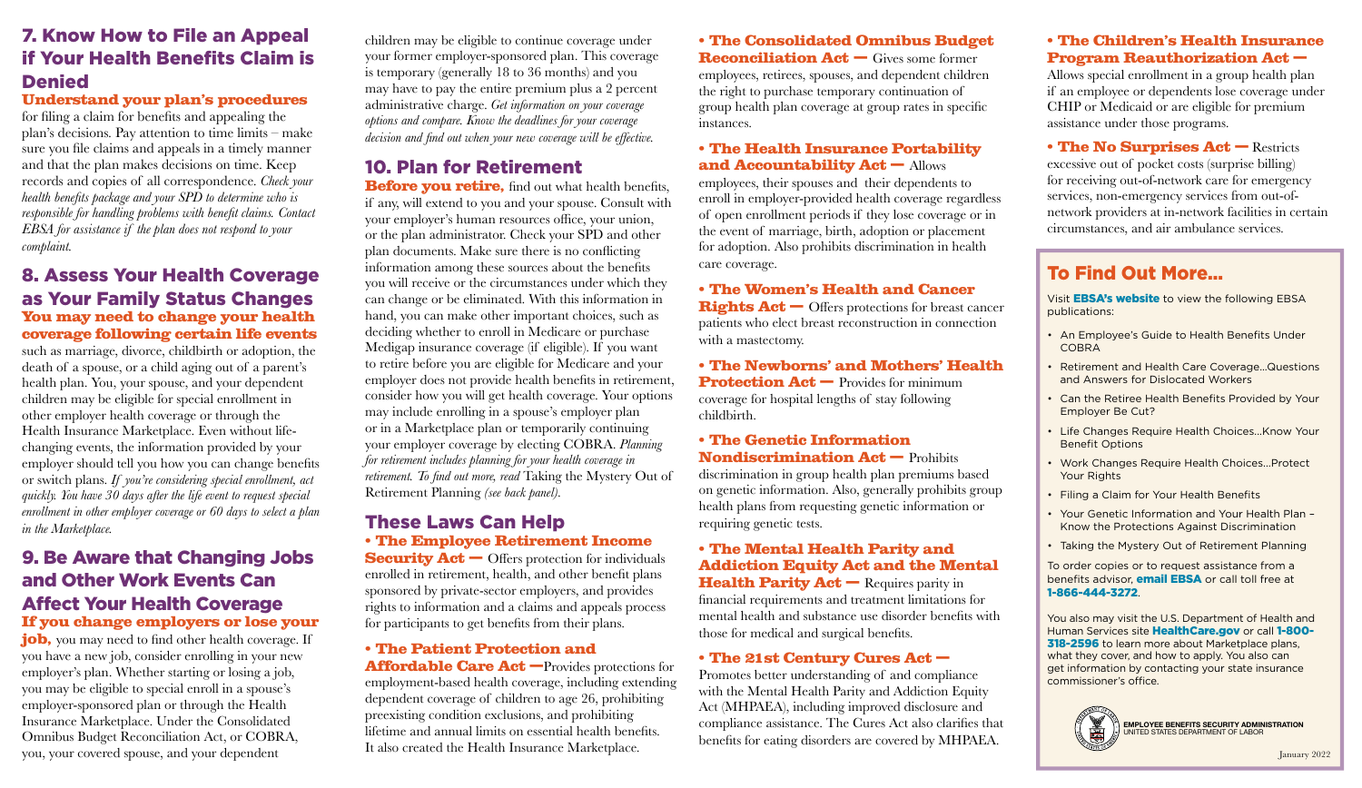## 7. Know How to File an Appeal if Your Health Benefits Claim is Denied

**Understand your plan's procedures** for filing a claim for benefits and appealing the plan's decisions. Pay attention to time limits – make sure you file claims and appeals in a timely manner and that the plan makes decisions on time. Keep records and copies of all correspondence. *Check your health benefits package and your SPD to determine who is responsible for handling problems with benefit claims. Contact EBSA for assistance if the plan does not respond to your complaint.*

## 8. Assess Your Health Coverage as Your Family Status Changes

**You may need to change your health coverage following certain life events** such as marriage, divorce, childbirth or adoption, the death of a spouse, or a child aging out of a parent's health plan. You, your spouse, and your dependent children may be eligible for special enrollment in other employer health coverage or through the Health Insurance Marketplace. Even without life-changing events, the information provided by your employer should tell you how you can change benefits or switch plans. *If you're considering special enrollment, act quickly. You have 30 days after the life event to request special enrollment in other employer coverage or 60 days to select a plan in the Marketplace.*

## 9. Be Aware that Changing Jobs and Other Work Events Can Affect Your Health Coverage

**If you change employers or lose your job,** you may need to find other health coverage. If you have a new job, consider enrolling in your new employer's plan. Whether starting or losing a job, you may be eligible to special enroll in a spouse's employer-sponsored plan or through the Health Insurance Marketplace. Under the Consolidated Omnibus Budget Reconciliation Act, or COBRA, you, your covered spouse, and your dependent children may be eligible to continue coverage under your former employer-sponsored plan. This coverage is temporary (generally 18 to 36 months) and you may have to pay the entire premium plus a 2 percent administrative charge. *Get information on your coverage options and compare. Know the deadlines for your coverage decision and find out when your new coverage will be effective.*

## 10. Plan for Retirement

**Before you retire,** find out what health benefits, if any, will extend to you and your spouse. Consult with your employer's human resources office, your union, or the plan administrator. Check your SPD and other plan documents. Make sure there is no conflicting information among these sources about the benefits you will receive or the circumstances under which they can change or be eliminated. With this information in hand, you can make other important choices, such as deciding whether to enroll in Medicare or purchase Medigap insurance coverage (if eligible). If you want to retire before you are eligible for Medicare and your employer does not provide health benefits in retirement, consider how you will get health coverage. Your options may include enrolling in a spouse's employer plan or in a Marketplace plan or temporarily continuing your employer coverage by electing COBRA. *Planning for retirement includes planning for your health coverage in retirement. To find out more, read* Taking the Mystery Out of Retirement Planning *(see back panel).*

## These Laws Can Help

- **The Employee Retirement Income Security Act —** Offers protection for individuals enrolled in retirement, health, and other benefit plans sponsored by private-sector employers, and provides rights to information and a claims and appeals process for participants to get benefits from their plans.
- **The Patient Protection and Affordable Care Act —** Provides protections for employment-based health coverage, including extending dependent coverage of children to age 26, prohibiting preexisting condition exclusions, and prohibiting lifetime and annual limits on essential health benefits. It also created the Health Insurance Marketplace.
- **The Consolidated Omnibus Budget Reconciliation Act —** Gives some former employees, retirees, spouses, and dependent children the right to purchase temporary continuation of group health plan coverage at group rates in specific instances.
- **The Health Insurance Portability and Accountability Act —** Allows employees, their spouses and their dependents to enroll in employer-provided health coverage regardless of open enrollment periods if they lose coverage or in the event of marriage, birth, adoption or placement for adoption. Also prohibits discrimination in health care coverage.
- **The Women's Health and Cancer Rights Act —** Offers protections for breast cancer patients who elect breast reconstruction in connection with a mastectomy.
- **The Newborns' and Mothers' Health Protection Act —** Provides for minimum coverage for hospital lengths of stay following childbirth.
- **The Genetic Information Nondiscrimination Act —** Prohibits discrimination in group health plan premiums based on genetic information. Also, generally prohibits group health plans from requesting genetic information or requiring genetic tests.
- **The Mental Health Parity and Addiction Equity Act and the Mental Health Parity Act —** Requires parity in financial requirements and treatment limitations for mental health and substance use disorder benefits with those for medical and surgical benefits.
- **The 21st Century Cures Act —** Promotes better understanding of and compliance with the Mental Health Parity and Addiction Equity Act (MHPAEA), including improved disclosure and compliance assistance. The Cures Act also clarifies that benefits for eating disorders are covered by MHPAEA.
- **The Children's Health Insurance Program Reauthorization Act —** Allows special enrollment in a group health plan if an employee or dependents lose coverage under CHIP or Medicaid or are eligible for premium assistance under those programs.
- **The No Surprises Act —** Restricts excessive out of pocket costs (surprise billing) for receiving out-of-network care for emergency services, non-emergency services from out-of-network providers at in-network facilities in certain circumstances, and air ambulance services.

## To Find Out More...

Visit **EBSA's website** to view the following EBSA publications:

- An Employee's Guide to Health Benefits Under COBRA
- Retirement and Health Care Coverage...Questions and Answers for Dislocated Workers
- Can the Retiree Health Benefits Provided by Your Employer Be Cut?
- Life Changes Require Health Choices...Know Your Benefit Options
- Work Changes Require Health Choices...Protect Your Rights
- Filing a Claim for Your Health Benefits
- Your Genetic Information and Your Health Plan – Know the Protections Against Discrimination
- Taking the Mystery Out of Retirement Planning

To order copies or to request assistance from a benefits advisor, **email EBSA** or call toll free at **1-866-444-3272**.

You also may visit the U.S. Department of Health and Human Services site **HealthCare.gov** or call **1-800-318-2596** to learn more about Marketplace plans, what they cover, and how to apply. You also can get information by contacting your state insurance commissioner's office.

EMPLOYEE BENEFITS SECURITY ADMINISTRATION
UNITED STATES DEPARTMENT OF LABOR

January 2022